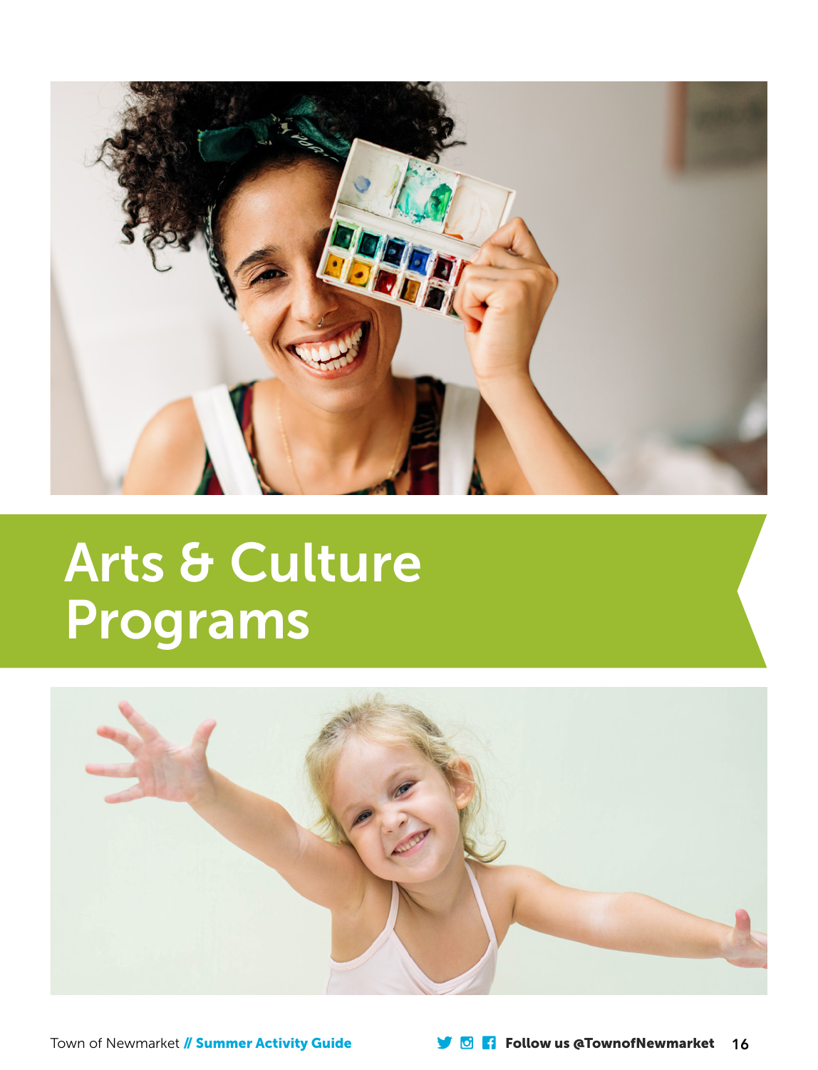# Arts & Culture Programs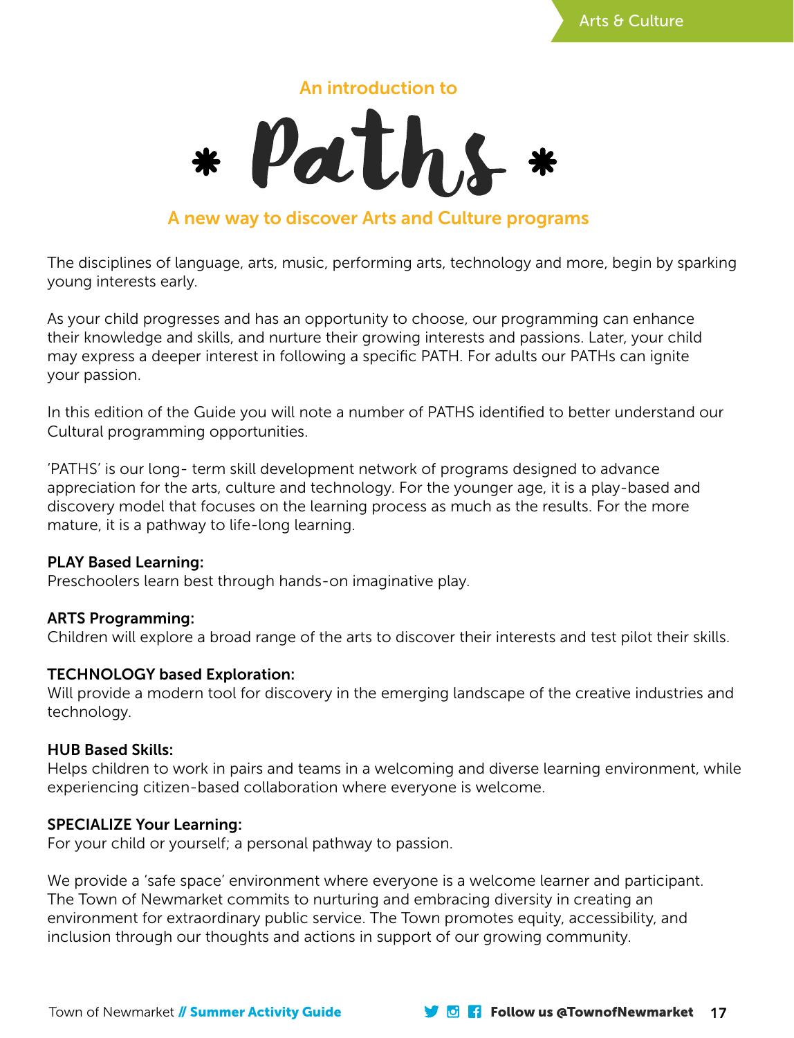An introduction to

# * Paths *

## A new way to discover Arts and Culture programs

The disciplines of language, arts, music, performing arts, technology and more, begin by sparking young interests early.

As your child progresses and has an opportunity to choose, our programming can enhance their knowledge and skills, and nurture their growing interests and passions. Later, your child may express a deeper interest in following a specific PATH. For adults our PATHs can ignite your passion.

In this edition of the Guide you will note a number of PATHS identified to better understand our Cultural programming opportunities.

'PATHS' is our long- term skill development network of programs designed to advance appreciation for the arts, culture and technology. For the younger age, it is a play-based and discovery model that focuses on the learning process as much as the results. For the more mature, it is a pathway to life-long learning.

**PLAY Based Learning:**
Preschoolers learn best through hands-on imaginative play.

**ARTS Programming:**
Children will explore a broad range of the arts to discover their interests and test pilot their skills.

**TECHNOLOGY based Exploration:**
Will provide a modern tool for discovery in the emerging landscape of the creative industries and technology.

**HUB Based Skills:**
Helps children to work in pairs and teams in a welcoming and diverse learning environment, while experiencing citizen-based collaboration where everyone is welcome.

**SPECIALIZE Your Learning:**
For your child or yourself; a personal pathway to passion.

We provide a 'safe space' environment where everyone is a welcome learner and participant. The Town of Newmarket commits to nurturing and embracing diversity in creating an environment for extraordinary public service. The Town promotes equity, accessibility, and inclusion through our thoughts and actions in support of our growing community.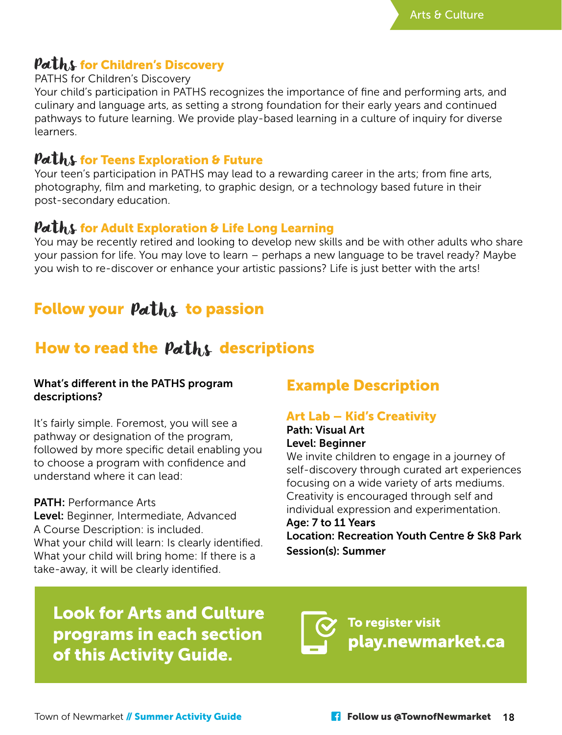## Paths for Children's Discovery

PATHS for Children's Discovery
Your child's participation in PATHS recognizes the importance of fine and performing arts, and culinary and language arts, as setting a strong foundation for their early years and continued pathways to future learning. We provide play-based learning in a culture of inquiry for diverse learners.

## Paths for Teens Exploration & Future

Your teen's participation in PATHS may lead to a rewarding career in the arts; from fine arts, photography, film and marketing, to graphic design, or a technology based future in their post-secondary education.

## Paths for Adult Exploration & Life Long Learning

You may be recently retired and looking to develop new skills and be with other adults who share your passion for life. You may love to learn – perhaps a new language to be travel ready? Maybe you wish to re-discover or enhance your artistic passions? Life is just better with the arts!

# Follow your Paths to passion

# How to read the Paths descriptions

**What's different in the PATHS program descriptions?**

It's fairly simple. Foremost, you will see a pathway or designation of the program, followed by more specific detail enabling you to choose a program with confidence and understand where it can lead:

**PATH:** Performance Arts
**Level:** Beginner, Intermediate, Advanced
A Course Description: is included.
What your child will learn: Is clearly identified.
What your child will bring home: If there is a take-away, it will be clearly identified.

## Example Description

### Art Lab – Kid's Creativity

**Path: Visual Art**
**Level: Beginner**
We invite children to engage in a journey of self-discovery through curated art experiences focusing on a wide variety of arts mediums. Creativity is encouraged through self and individual expression and experimentation.
**Age: 7 to 11 Years**
**Location: Recreation Youth Centre & Sk8 Park**
**Session(s): Summer**

**Look for Arts and Culture programs in each section of this Activity Guide.**

**To register visit play.newmarket.ca**